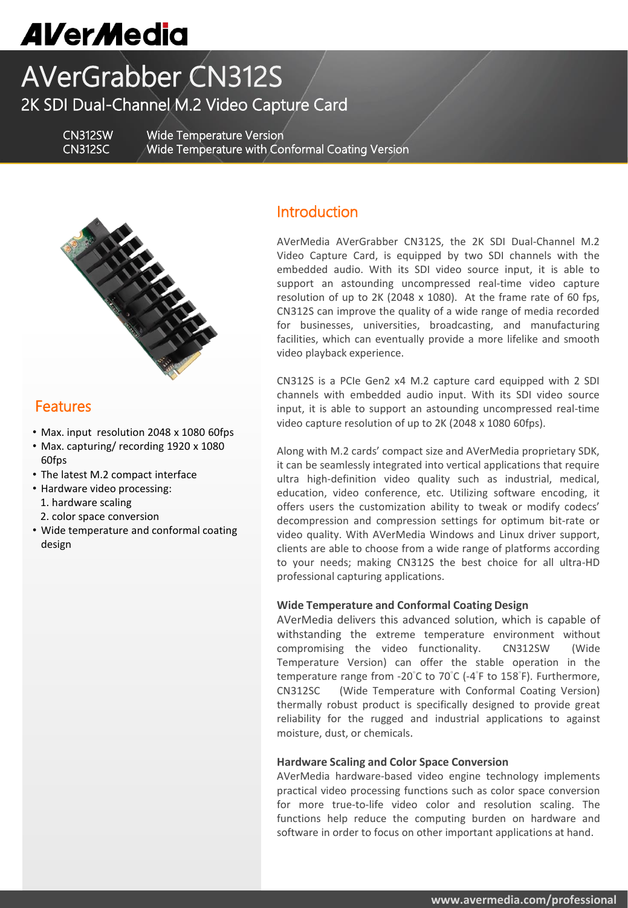AVerMedia

# AVerGrabber CN312S

## 2K SDI Dual-Channel M.2 Video Capture Card

| | |
|---|---|
| CN312SW | Wide Temperature Version |
| CN312SC | Wide Temperature with Conformal Coating Version |

## Introduction

AVerMedia AVerGrabber CN312S, the 2K SDI Dual-Channel M.2 Video Capture Card, is equipped by two SDI channels with the embedded audio. With its SDI video source input, it is able to support an astounding uncompressed real-time video capture resolution of up to 2K (2048 x 1080). At the frame rate of 60 fps, CN312S can improve the quality of a wide range of media recorded for businesses, universities, broadcasting, and manufacturing facilities, which can eventually provide a more lifelike and smooth video playback experience.

CN312S is a PCIe Gen2 x4 M.2 capture card equipped with 2 SDI channels with embedded audio input. With its SDI video source input, it is able to support an astounding uncompressed real-time video capture resolution of up to 2K (2048 x 1080 60fps).

Along with M.2 cards' compact size and AVerMedia proprietary SDK, it can be seamlessly integrated into vertical applications that require ultra high-definition video quality such as industrial, medical, education, video conference, etc. Utilizing software encoding, it offers users the customization ability to tweak or modify codecs' decompression and compression settings for optimum bit-rate or video quality. With AVerMedia Windows and Linux driver support, clients are able to choose from a wide range of platforms according to your needs; making CN312S the best choice for all ultra-HD professional capturing applications.

### Wide Temperature and Conformal Coating Design

AVerMedia delivers this advanced solution, which is capable of withstanding the extreme temperature environment without compromising the video functionality. CN312SW (Wide Temperature Version) can offer the stable operation in the temperature range from -20°C to 70°C (-4°F to 158°F). Furthermore, CN312SC (Wide Temperature with Conformal Coating Version) thermally robust product is specifically designed to provide great reliability for the rugged and industrial applications to against moisture, dust, or chemicals.

### Hardware Scaling and Color Space Conversion

AVerMedia hardware-based video engine technology implements practical video processing functions such as color space conversion for more true-to-life video color and resolution scaling. The functions help reduce the computing burden on hardware and software in order to focus on other important applications at hand.

## Features

- Max. input resolution 2048 x 1080 60fps
- Max. capturing/ recording 1920 x 1080 60fps
- The latest M.2 compact interface
- Hardware video processing:
  1. hardware scaling
  2. color space conversion
- Wide temperature and conformal coating design

www.avermedia.com/professional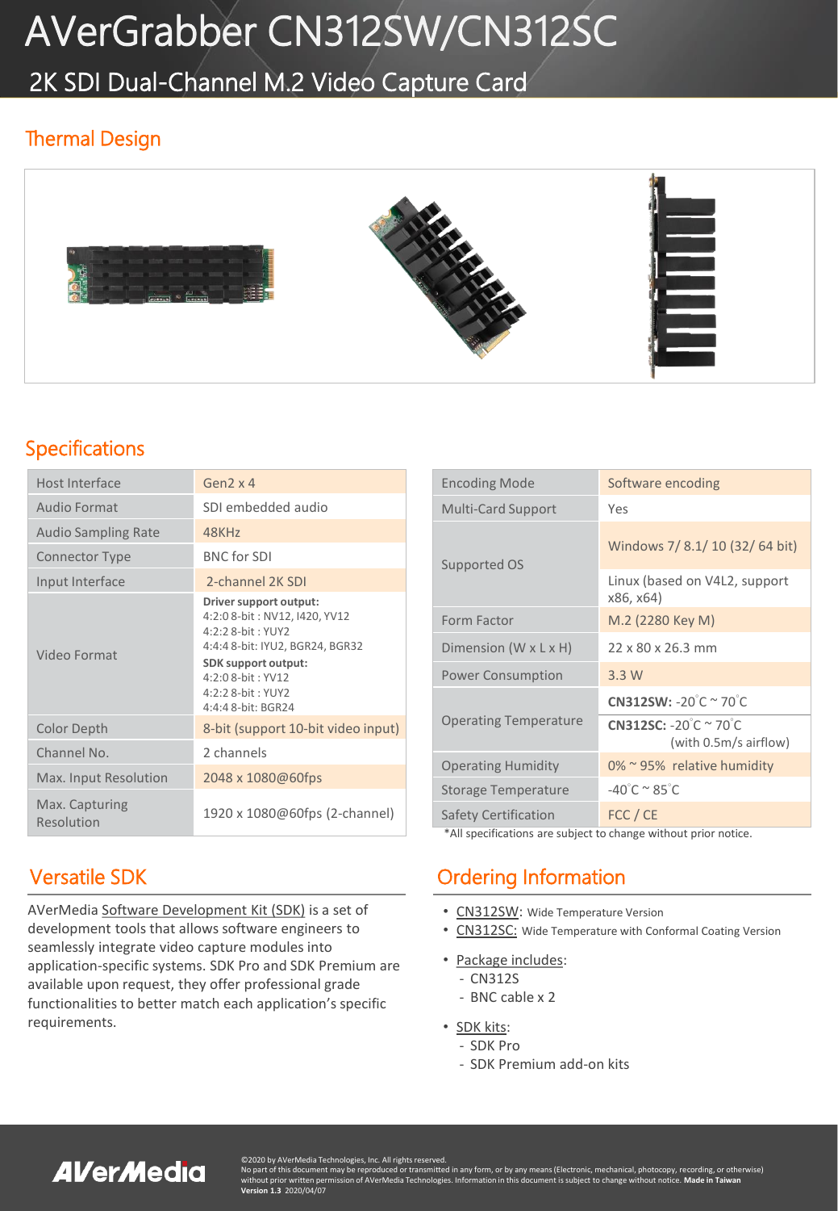# AVerGrabber CN312SW/CN312SC

## 2K SDI Dual-Channel M.2 Video Capture Card

## Thermal Design

## Specifications

| | |
|---|---|
| Host Interface | Gen2 x 4 |
| Audio Format | SDI embedded audio |
| Audio Sampling Rate | 48KHz |
| Connector Type | BNC for SDI |
| Input Interface | 2-channel 2K SDI |
| Video Format | **Driver support output:**<br>4:2:0 8-bit : NV12, I420, YV12<br>4:2:2 8-bit : YUY2<br>4:4:4 8-bit: IYU2, BGR24, BGR32<br>**SDK support output:**<br>4:2:0 8-bit : YV12<br>4:2:2 8-bit : YUY2<br>4:4:4 8-bit: BGR24 |
| Color Depth | 8-bit (support 10-bit video input) |
| Channel No. | 2 channels |
| Max. Input Resolution | 2048 x 1080@60fps |
| Max. Capturing Resolution | 1920 x 1080@60fps (2-channel) |

| | |
|---|---|
| Encoding Mode | Software encoding |
| Multi-Card Support | Yes |
| Supported OS | Windows 7/ 8.1/ 10 (32/ 64 bit)<br>Linux (based on V4L2, support x86, x64) |
| Form Factor | M.2 (2280 Key M) |
| Dimension (W x L x H) | 22 x 80 x 26.3 mm |
| Power Consumption | 3.3 W |
| Operating Temperature | **CN312SW:** -20˚C ~ 70˚C<br>**CN312SC:** -20˚C ~ 70˚C (with 0.5m/s airflow) |
| Operating Humidity | 0% ~ 95% relative humidity |
| Storage Temperature | -40˚C ~ 85˚C |
| Safety Certification | FCC / CE |

*All specifications are subject to change without prior notice.

## Versatile SDK

AVerMedia Software Development Kit (SDK) is a set of development tools that allows software engineers to seamlessly integrate video capture modules into application-specific systems. SDK Pro and SDK Premium are available upon request, they offer professional grade functionalities to better match each application's specific requirements.

## Ordering Information

- CN312SW: Wide Temperature Version
- CN312SC: Wide Temperature with Conformal Coating Version
- Package includes:
  - CN312S
  - BNC cable x 2
- SDK kits:
  - SDK Pro
  - SDK Premium add-on kits

AVerMedia

©2020 by AVerMedia Technologies, Inc. All rights reserved.
No part of this document may be reproduced or transmitted in any form, or by any means (Electronic, mechanical, photocopy, recording, or otherwise) without prior written permission of AVerMedia Technologies. Information in this document is subject to change without notice. **Made in Taiwan**
**Version 1.3** 2020/04/07